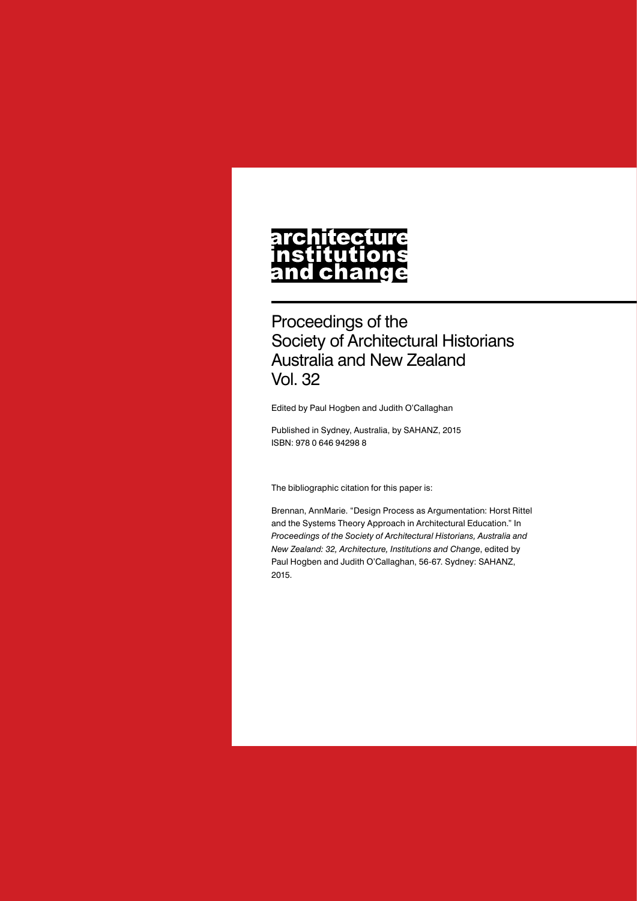# architecture institutions and change

## Proceedings of the Society of Architectural Historians Australia and New Zealand Vol. 32

Edited by Paul Hogben and Judith O'Callaghan

Published in Sydney, Australia, by SAHANZ, 2015
ISBN: 978 0 646 94298 8

The bibliographic citation for this paper is:

Brennan, AnnMarie. "Design Process as Argumentation: Horst Rittel and the Systems Theory Approach in Architectural Education." In *Proceedings of the Society of Architectural Historians, Australia and New Zealand: 32, Architecture, Institutions and Change*, edited by Paul Hogben and Judith O'Callaghan, 56-67. Sydney: SAHANZ, 2015.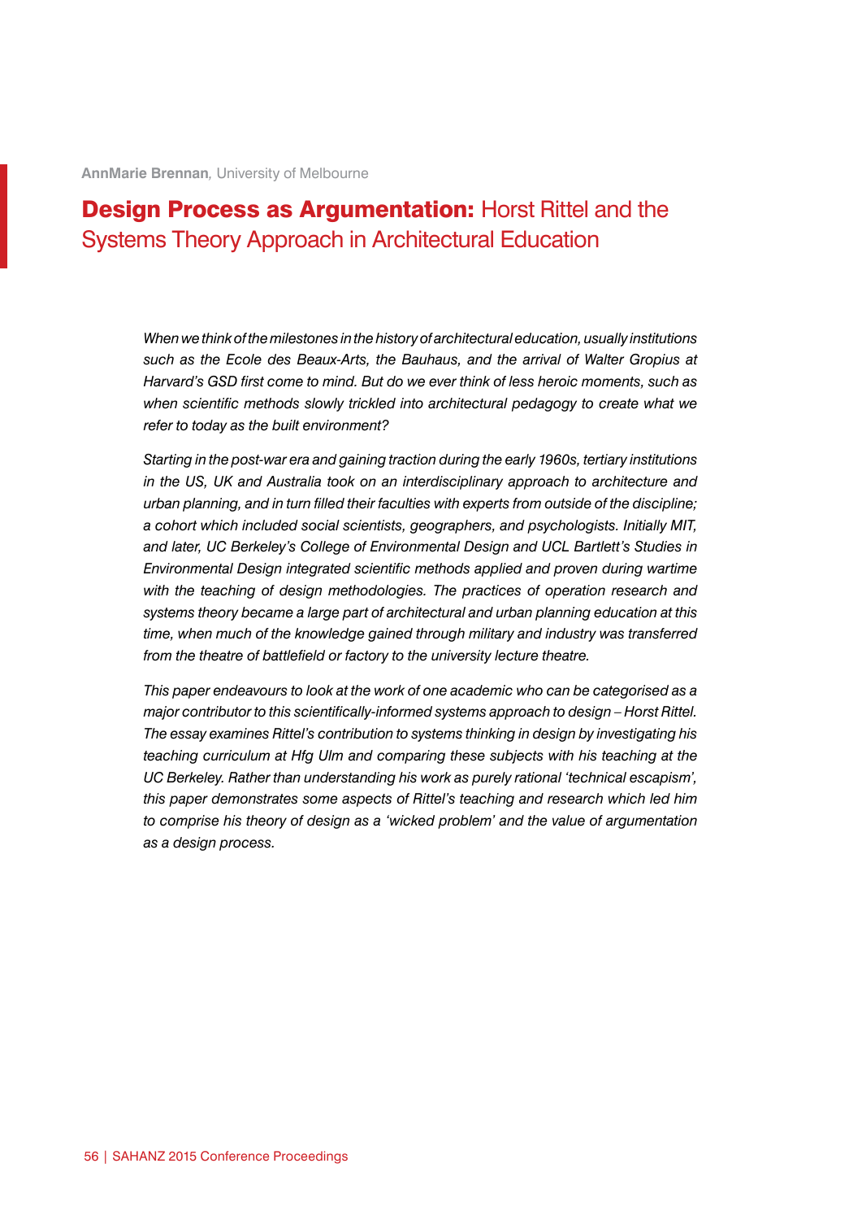**AnnMarie Brennan**, University of Melbourne

# **Design Process as Argumentation:** Horst Rittel and the Systems Theory Approach in Architectural Education

*When we think of the milestones in the history of architectural education, usually institutions such as the Ecole des Beaux-Arts, the Bauhaus, and the arrival of Walter Gropius at Harvard's GSD first come to mind. But do we ever think of less heroic moments, such as when scientific methods slowly trickled into architectural pedagogy to create what we refer to today as the built environment?*

*Starting in the post-war era and gaining traction during the early 1960s, tertiary institutions in the US, UK and Australia took on an interdisciplinary approach to architecture and urban planning, and in turn filled their faculties with experts from outside of the discipline; a cohort which included social scientists, geographers, and psychologists. Initially MIT, and later, UC Berkeley's College of Environmental Design and UCL Bartlett's Studies in Environmental Design integrated scientific methods applied and proven during wartime with the teaching of design methodologies. The practices of operation research and systems theory became a large part of architectural and urban planning education at this time, when much of the knowledge gained through military and industry was transferred from the theatre of battlefield or factory to the university lecture theatre.*

*This paper endeavours to look at the work of one academic who can be categorised as a major contributor to this scientifically-informed systems approach to design – Horst Rittel. The essay examines Rittel's contribution to systems thinking in design by investigating his teaching curriculum at Hfg Ulm and comparing these subjects with his teaching at the UC Berkeley. Rather than understanding his work as purely rational 'technical escapism', this paper demonstrates some aspects of Rittel's teaching and research which led him to comprise his theory of design as a 'wicked problem' and the value of argumentation as a design process.*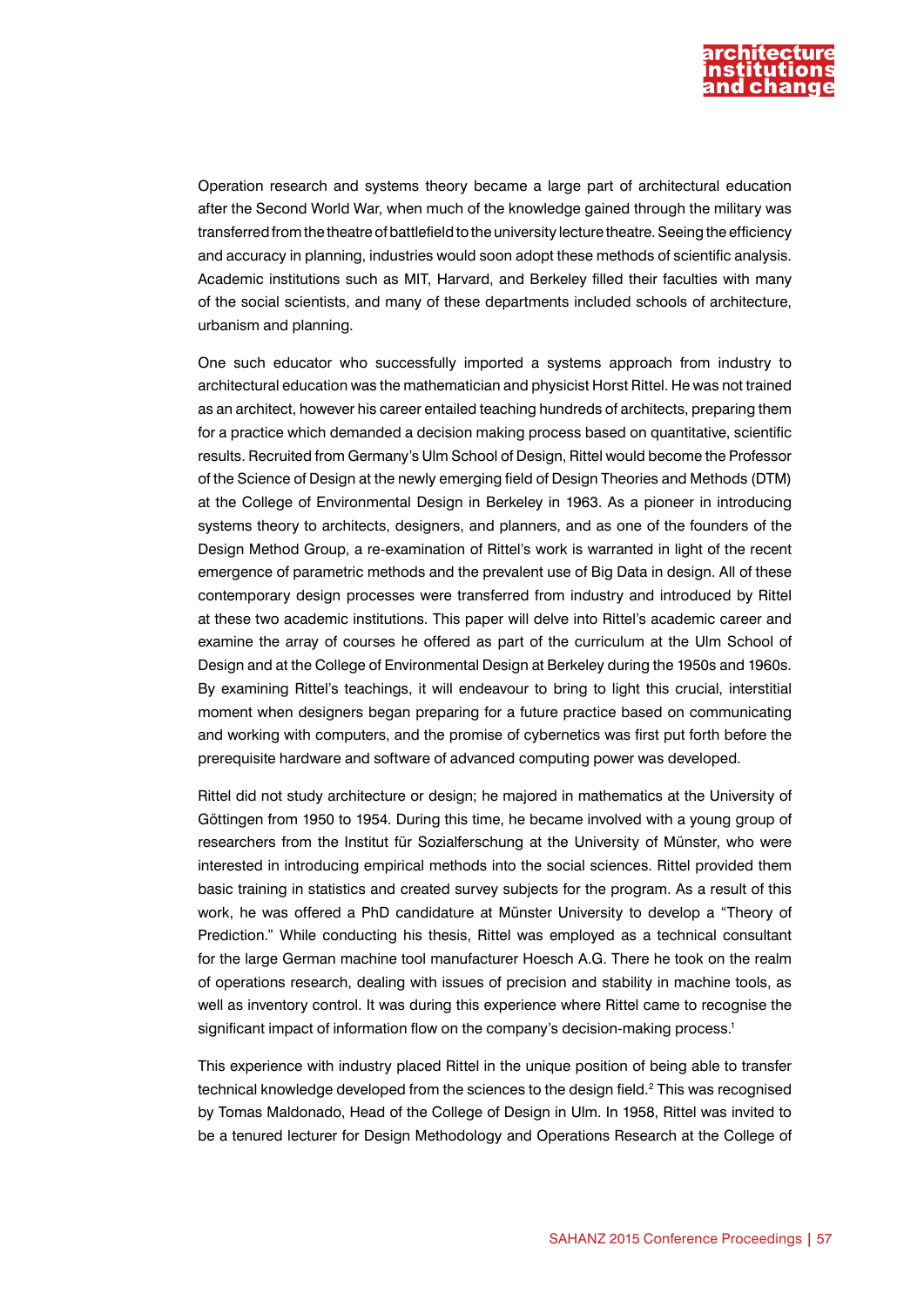Operation research and systems theory became a large part of architectural education after the Second World War, when much of the knowledge gained through the military was transferred from the theatre of battlefield to the university lecture theatre. Seeing the efficiency and accuracy in planning, industries would soon adopt these methods of scientific analysis. Academic institutions such as MIT, Harvard, and Berkeley filled their faculties with many of the social scientists, and many of these departments included schools of architecture, urbanism and planning.

One such educator who successfully imported a systems approach from industry to architectural education was the mathematician and physicist Horst Rittel. He was not trained as an architect, however his career entailed teaching hundreds of architects, preparing them for a practice which demanded a decision making process based on quantitative, scientific results. Recruited from Germany's Ulm School of Design, Rittel would become the Professor of the Science of Design at the newly emerging field of Design Theories and Methods (DTM) at the College of Environmental Design in Berkeley in 1963. As a pioneer in introducing systems theory to architects, designers, and planners, and as one of the founders of the Design Method Group, a re-examination of Rittel's work is warranted in light of the recent emergence of parametric methods and the prevalent use of Big Data in design. All of these contemporary design processes were transferred from industry and introduced by Rittel at these two academic institutions. This paper will delve into Rittel's academic career and examine the array of courses he offered as part of the curriculum at the Ulm School of Design and at the College of Environmental Design at Berkeley during the 1950s and 1960s. By examining Rittel's teachings, it will endeavour to bring to light this crucial, interstitial moment when designers began preparing for a future practice based on communicating and working with computers, and the promise of cybernetics was first put forth before the prerequisite hardware and software of advanced computing power was developed.

Rittel did not study architecture or design; he majored in mathematics at the University of Göttingen from 1950 to 1954. During this time, he became involved with a young group of researchers from the Institut für Sozialferschung at the University of Münster, who were interested in introducing empirical methods into the social sciences. Rittel provided them basic training in statistics and created survey subjects for the program. As a result of this work, he was offered a PhD candidature at Münster University to develop a "Theory of Prediction." While conducting his thesis, Rittel was employed as a technical consultant for the large German machine tool manufacturer Hoesch A.G. There he took on the realm of operations research, dealing with issues of precision and stability in machine tools, as well as inventory control. It was during this experience where Rittel came to recognise the significant impact of information flow on the company's decision-making process.[1]

This experience with industry placed Rittel in the unique position of being able to transfer technical knowledge developed from the sciences to the design field.[2] This was recognised by Tomas Maldonado, Head of the College of Design in Ulm. In 1958, Rittel was invited to be a tenured lecturer for Design Methodology and Operations Research at the College of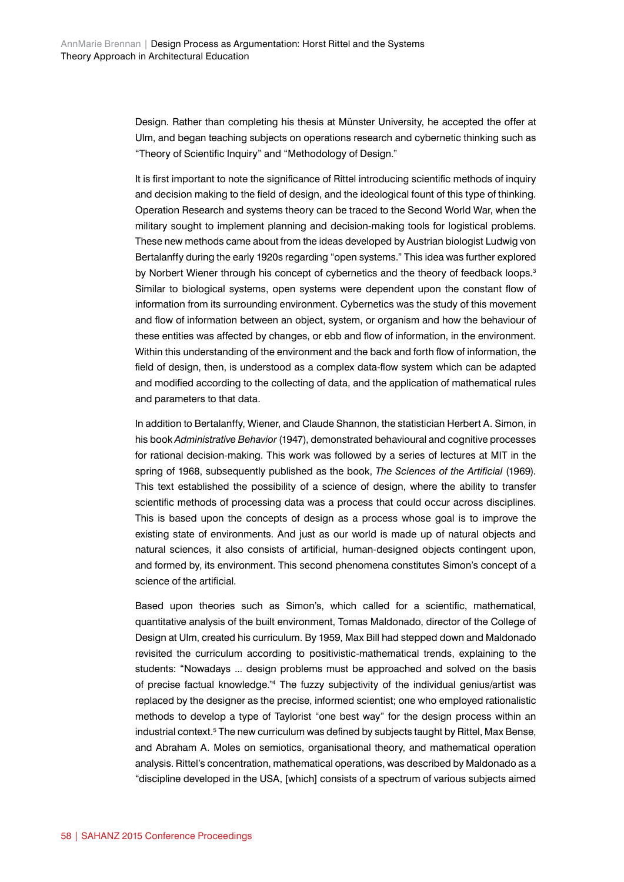Design. Rather than completing his thesis at Münster University, he accepted the offer at Ulm, and began teaching subjects on operations research and cybernetic thinking such as "Theory of Scientific Inquiry" and "Methodology of Design."

It is first important to note the significance of Rittel introducing scientific methods of inquiry and decision making to the field of design, and the ideological fount of this type of thinking. Operation Research and systems theory can be traced to the Second World War, when the military sought to implement planning and decision-making tools for logistical problems. These new methods came about from the ideas developed by Austrian biologist Ludwig von Bertalanffy during the early 1920s regarding "open systems." This idea was further explored by Norbert Wiener through his concept of cybernetics and the theory of feedback loops.[3] Similar to biological systems, open systems were dependent upon the constant flow of information from its surrounding environment. Cybernetics was the study of this movement and flow of information between an object, system, or organism and how the behaviour of these entities was affected by changes, or ebb and flow of information, in the environment. Within this understanding of the environment and the back and forth flow of information, the field of design, then, is understood as a complex data-flow system which can be adapted and modified according to the collecting of data, and the application of mathematical rules and parameters to that data.

In addition to Bertalanffy, Wiener, and Claude Shannon, the statistician Herbert A. Simon, in his book *Administrative Behavior* (1947), demonstrated behavioural and cognitive processes for rational decision-making. This work was followed by a series of lectures at MIT in the spring of 1968, subsequently published as the book, *The Sciences of the Artificial* (1969). This text established the possibility of a science of design, where the ability to transfer scientific methods of processing data was a process that could occur across disciplines. This is based upon the concepts of design as a process whose goal is to improve the existing state of environments. And just as our world is made up of natural objects and natural sciences, it also consists of artificial, human-designed objects contingent upon, and formed by, its environment. This second phenomena constitutes Simon's concept of a science of the artificial.

Based upon theories such as Simon's, which called for a scientific, mathematical, quantitative analysis of the built environment, Tomas Maldonado, director of the College of Design at Ulm, created his curriculum. By 1959, Max Bill had stepped down and Maldonado revisited the curriculum according to positivistic-mathematical trends, explaining to the students: "Nowadays ... design problems must be approached and solved on the basis of precise factual knowledge."[4] The fuzzy subjectivity of the individual genius/artist was replaced by the designer as the precise, informed scientist; one who employed rationalistic methods to develop a type of Taylorist "one best way" for the design process within an industrial context.[5] The new curriculum was defined by subjects taught by Rittel, Max Bense, and Abraham A. Moles on semiotics, organisational theory, and mathematical operation analysis. Rittel's concentration, mathematical operations, was described by Maldonado as a "discipline developed in the USA, [which] consists of a spectrum of various subjects aimed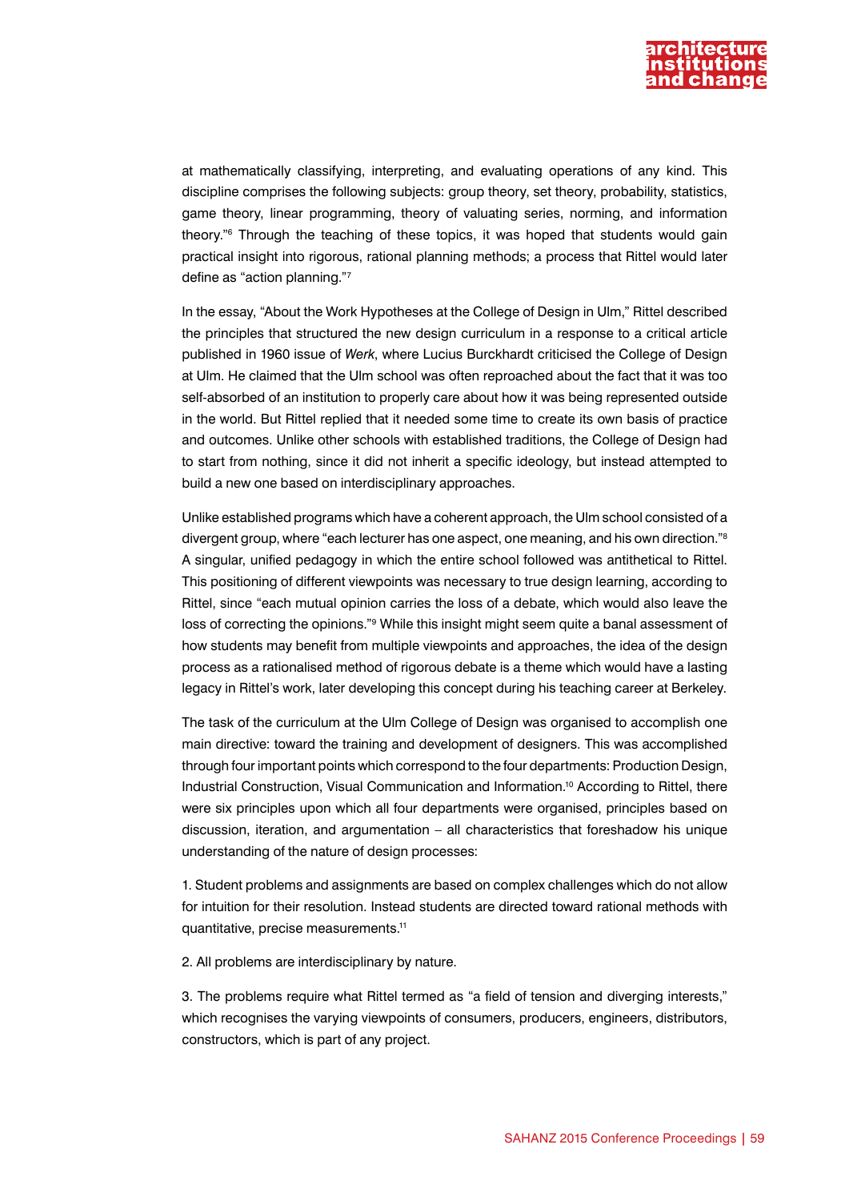at mathematically classifying, interpreting, and evaluating operations of any kind. This discipline comprises the following subjects: group theory, set theory, probability, statistics, game theory, linear programming, theory of valuating series, norming, and information theory."[6] Through the teaching of these topics, it was hoped that students would gain practical insight into rigorous, rational planning methods; a process that Rittel would later define as "action planning."[7]

In the essay, "About the Work Hypotheses at the College of Design in Ulm," Rittel described the principles that structured the new design curriculum in a response to a critical article published in 1960 issue of *Werk*, where Lucius Burckhardt criticised the College of Design at Ulm. He claimed that the Ulm school was often reproached about the fact that it was too self-absorbed of an institution to properly care about how it was being represented outside in the world. But Rittel replied that it needed some time to create its own basis of practice and outcomes. Unlike other schools with established traditions, the College of Design had to start from nothing, since it did not inherit a specific ideology, but instead attempted to build a new one based on interdisciplinary approaches.

Unlike established programs which have a coherent approach, the Ulm school consisted of a divergent group, where "each lecturer has one aspect, one meaning, and his own direction."[8] A singular, unified pedagogy in which the entire school followed was antithetical to Rittel. This positioning of different viewpoints was necessary to true design learning, according to Rittel, since "each mutual opinion carries the loss of a debate, which would also leave the loss of correcting the opinions."[9] While this insight might seem quite a banal assessment of how students may benefit from multiple viewpoints and approaches, the idea of the design process as a rationalised method of rigorous debate is a theme which would have a lasting legacy in Rittel's work, later developing this concept during his teaching career at Berkeley.

The task of the curriculum at the Ulm College of Design was organised to accomplish one main directive: toward the training and development of designers. This was accomplished through four important points which correspond to the four departments: Production Design, Industrial Construction, Visual Communication and Information.[10] According to Rittel, there were six principles upon which all four departments were organised, principles based on discussion, iteration, and argumentation – all characteristics that foreshadow his unique understanding of the nature of design processes:

1. Student problems and assignments are based on complex challenges which do not allow for intuition for their resolution. Instead students are directed toward rational methods with quantitative, precise measurements.[11]

2. All problems are interdisciplinary by nature.

3. The problems require what Rittel termed as "a field of tension and diverging interests," which recognises the varying viewpoints of consumers, producers, engineers, distributors, constructors, which is part of any project.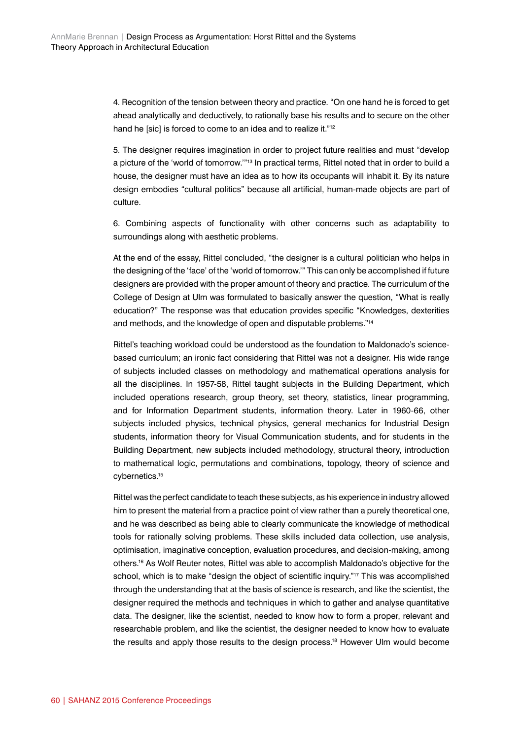4. Recognition of the tension between theory and practice. "On one hand he is forced to get ahead analytically and deductively, to rationally base his results and to secure on the other hand he [sic] is forced to come to an idea and to realize it."[12]

5. The designer requires imagination in order to project future realities and must "develop a picture of the 'world of tomorrow.'"[13] In practical terms, Rittel noted that in order to build a house, the designer must have an idea as to how its occupants will inhabit it. By its nature design embodies "cultural politics" because all artificial, human-made objects are part of culture.

6. Combining aspects of functionality with other concerns such as adaptability to surroundings along with aesthetic problems.

At the end of the essay, Rittel concluded, "the designer is a cultural politician who helps in the designing of the 'face' of the 'world of tomorrow.'" This can only be accomplished if future designers are provided with the proper amount of theory and practice. The curriculum of the College of Design at Ulm was formulated to basically answer the question, "What is really education?" The response was that education provides specific "Knowledges, dexterities and methods, and the knowledge of open and disputable problems."[14]

Rittel's teaching workload could be understood as the foundation to Maldonado's science-based curriculum; an ironic fact considering that Rittel was not a designer. His wide range of subjects included classes on methodology and mathematical operations analysis for all the disciplines. In 1957-58, Rittel taught subjects in the Building Department, which included operations research, group theory, set theory, statistics, linear programming, and for Information Department students, information theory. Later in 1960-66, other subjects included physics, technical physics, general mechanics for Industrial Design students, information theory for Visual Communication students, and for students in the Building Department, new subjects included methodology, structural theory, introduction to mathematical logic, permutations and combinations, topology, theory of science and cybernetics.[15]

Rittel was the perfect candidate to teach these subjects, as his experience in industry allowed him to present the material from a practice point of view rather than a purely theoretical one, and he was described as being able to clearly communicate the knowledge of methodical tools for rationally solving problems. These skills included data collection, use analysis, optimisation, imaginative conception, evaluation procedures, and decision-making, among others.[16] As Wolf Reuter notes, Rittel was able to accomplish Maldonado's objective for the school, which is to make "design the object of scientific inquiry."[17] This was accomplished through the understanding that at the basis of science is research, and like the scientist, the designer required the methods and techniques in which to gather and analyse quantitative data. The designer, like the scientist, needed to know how to form a proper, relevant and researchable problem, and like the scientist, the designer needed to know how to evaluate the results and apply those results to the design process.[18] However Ulm would become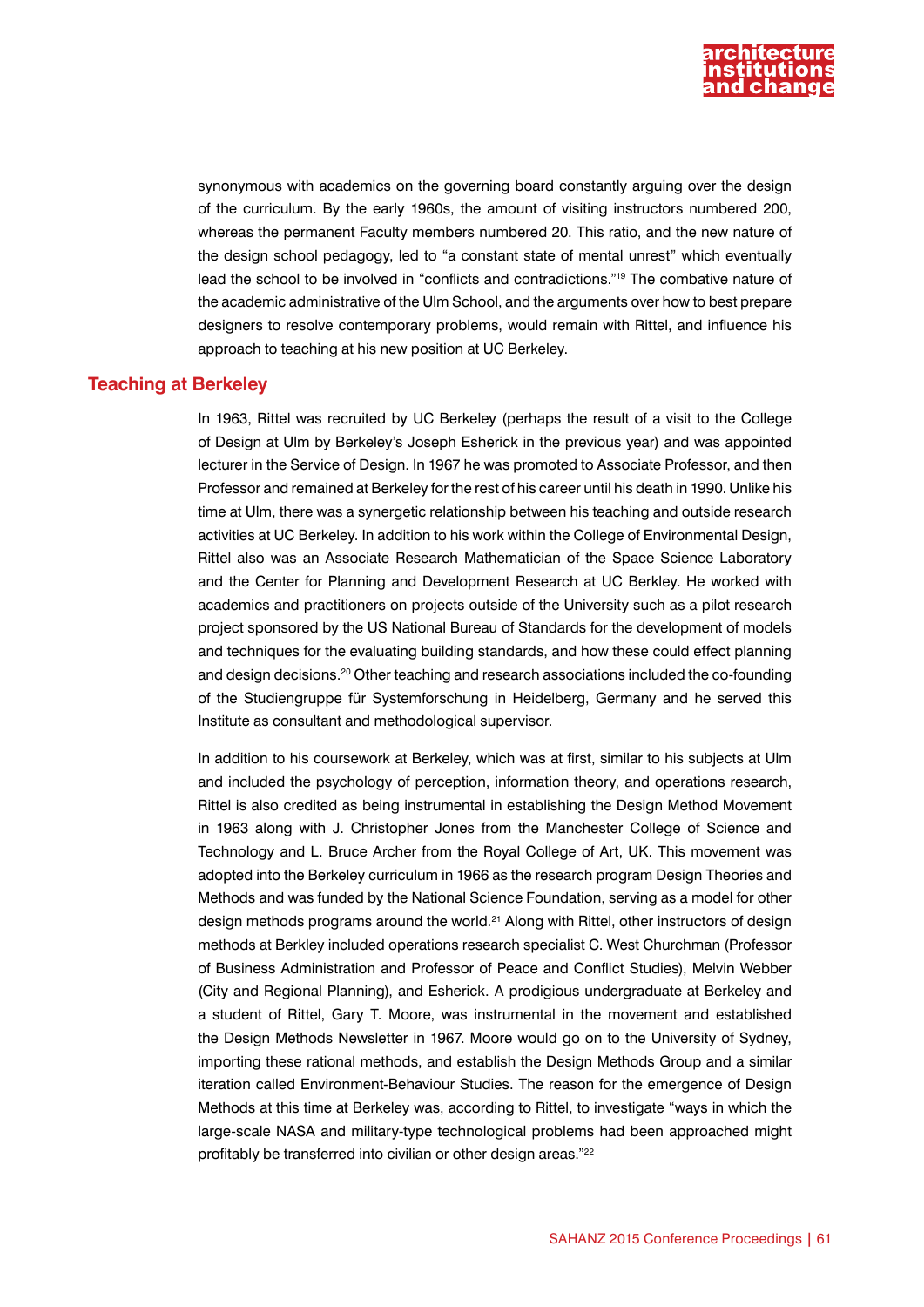synonymous with academics on the governing board constantly arguing over the design of the curriculum. By the early 1960s, the amount of visiting instructors numbered 200, whereas the permanent Faculty members numbered 20. This ratio, and the new nature of the design school pedagogy, led to "a constant state of mental unrest" which eventually lead the school to be involved in "conflicts and contradictions."[19] The combative nature of the academic administrative of the Ulm School, and the arguments over how to best prepare designers to resolve contemporary problems, would remain with Rittel, and influence his approach to teaching at his new position at UC Berkeley.

## Teaching at Berkeley

In 1963, Rittel was recruited by UC Berkeley (perhaps the result of a visit to the College of Design at Ulm by Berkeley's Joseph Esherick in the previous year) and was appointed lecturer in the Service of Design. In 1967 he was promoted to Associate Professor, and then Professor and remained at Berkeley for the rest of his career until his death in 1990. Unlike his time at Ulm, there was a synergetic relationship between his teaching and outside research activities at UC Berkeley. In addition to his work within the College of Environmental Design, Rittel also was an Associate Research Mathematician of the Space Science Laboratory and the Center for Planning and Development Research at UC Berkley. He worked with academics and practitioners on projects outside of the University such as a pilot research project sponsored by the US National Bureau of Standards for the development of models and techniques for the evaluating building standards, and how these could effect planning and design decisions.[20] Other teaching and research associations included the co-founding of the Studiengruppe für Systemforschung in Heidelberg, Germany and he served this Institute as consultant and methodological supervisor.

In addition to his coursework at Berkeley, which was at first, similar to his subjects at Ulm and included the psychology of perception, information theory, and operations research, Rittel is also credited as being instrumental in establishing the Design Method Movement in 1963 along with J. Christopher Jones from the Manchester College of Science and Technology and L. Bruce Archer from the Royal College of Art, UK. This movement was adopted into the Berkeley curriculum in 1966 as the research program Design Theories and Methods and was funded by the National Science Foundation, serving as a model for other design methods programs around the world.[21] Along with Rittel, other instructors of design methods at Berkley included operations research specialist C. West Churchman (Professor of Business Administration and Professor of Peace and Conflict Studies), Melvin Webber (City and Regional Planning), and Esherick. A prodigious undergraduate at Berkeley and a student of Rittel, Gary T. Moore, was instrumental in the movement and established the Design Methods Newsletter in 1967. Moore would go on to the University of Sydney, importing these rational methods, and establish the Design Methods Group and a similar iteration called Environment-Behaviour Studies. The reason for the emergence of Design Methods at this time at Berkeley was, according to Rittel, to investigate "ways in which the large-scale NASA and military-type technological problems had been approached might profitably be transferred into civilian or other design areas."[22]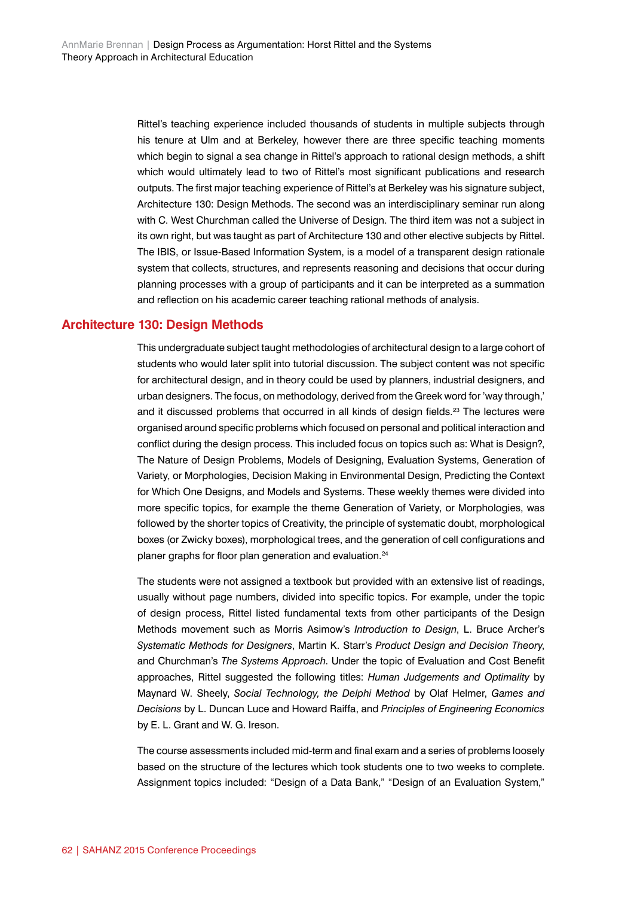Rittel's teaching experience included thousands of students in multiple subjects through his tenure at Ulm and at Berkeley, however there are three specific teaching moments which begin to signal a sea change in Rittel's approach to rational design methods, a shift which would ultimately lead to two of Rittel's most significant publications and research outputs. The first major teaching experience of Rittel's at Berkeley was his signature subject, Architecture 130: Design Methods. The second was an interdisciplinary seminar run along with C. West Churchman called the Universe of Design. The third item was not a subject in its own right, but was taught as part of Architecture 130 and other elective subjects by Rittel. The IBIS, or Issue-Based Information System, is a model of a transparent design rationale system that collects, structures, and represents reasoning and decisions that occur during planning processes with a group of participants and it can be interpreted as a summation and reflection on his academic career teaching rational methods of analysis.

## Architecture 130: Design Methods

This undergraduate subject taught methodologies of architectural design to a large cohort of students who would later split into tutorial discussion. The subject content was not specific for architectural design, and in theory could be used by planners, industrial designers, and urban designers. The focus, on methodology, derived from the Greek word for 'way through,' and it discussed problems that occurred in all kinds of design fields.[23] The lectures were organised around specific problems which focused on personal and political interaction and conflict during the design process. This included focus on topics such as: What is Design?, The Nature of Design Problems, Models of Designing, Evaluation Systems, Generation of Variety, or Morphologies, Decision Making in Environmental Design, Predicting the Context for Which One Designs, and Models and Systems. These weekly themes were divided into more specific topics, for example the theme Generation of Variety, or Morphologies, was followed by the shorter topics of Creativity, the principle of systematic doubt, morphological boxes (or Zwicky boxes), morphological trees, and the generation of cell configurations and planer graphs for floor plan generation and evaluation.[24]

The students were not assigned a textbook but provided with an extensive list of readings, usually without page numbers, divided into specific topics. For example, under the topic of design process, Rittel listed fundamental texts from other participants of the Design Methods movement such as Morris Asimow's *Introduction to Design*, L. Bruce Archer's *Systematic Methods for Designers*, Martin K. Starr's *Product Design and Decision Theory*, and Churchman's *The Systems Approach*. Under the topic of Evaluation and Cost Benefit approaches, Rittel suggested the following titles: *Human Judgements and Optimality* by Maynard W. Sheely, *Social Technology, the Delphi Method* by Olaf Helmer, *Games and Decisions* by L. Duncan Luce and Howard Raiffa, and *Principles of Engineering Economics* by E. L. Grant and W. G. Ireson.

The course assessments included mid-term and final exam and a series of problems loosely based on the structure of the lectures which took students one to two weeks to complete. Assignment topics included: "Design of a Data Bank," "Design of an Evaluation System,"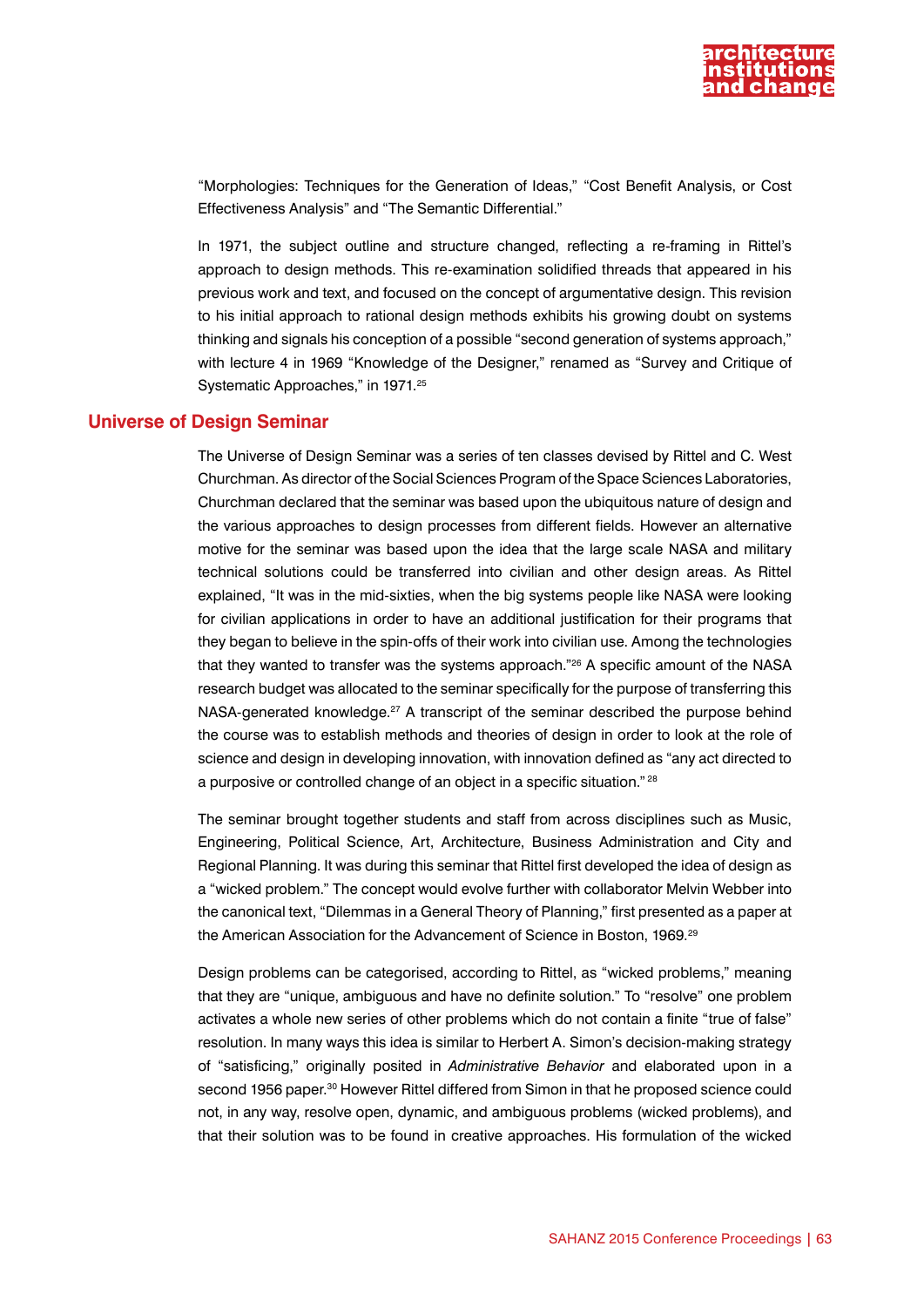"Morphologies: Techniques for the Generation of Ideas," "Cost Benefit Analysis, or Cost Effectiveness Analysis" and "The Semantic Differential."

In 1971, the subject outline and structure changed, reflecting a re-framing in Rittel's approach to design methods. This re-examination solidified threads that appeared in his previous work and text, and focused on the concept of argumentative design. This revision to his initial approach to rational design methods exhibits his growing doubt on systems thinking and signals his conception of a possible "second generation of systems approach," with lecture 4 in 1969 "Knowledge of the Designer," renamed as "Survey and Critique of Systematic Approaches," in 1971.[25]

## Universe of Design Seminar

The Universe of Design Seminar was a series of ten classes devised by Rittel and C. West Churchman. As director of the Social Sciences Program of the Space Sciences Laboratories, Churchman declared that the seminar was based upon the ubiquitous nature of design and the various approaches to design processes from different fields. However an alternative motive for the seminar was based upon the idea that the large scale NASA and military technical solutions could be transferred into civilian and other design areas. As Rittel explained, "It was in the mid-sixties, when the big systems people like NASA were looking for civilian applications in order to have an additional justification for their programs that they began to believe in the spin-offs of their work into civilian use. Among the technologies that they wanted to transfer was the systems approach."[26] A specific amount of the NASA research budget was allocated to the seminar specifically for the purpose of transferring this NASA-generated knowledge.[27] A transcript of the seminar described the purpose behind the course was to establish methods and theories of design in order to look at the role of science and design in developing innovation, with innovation defined as "any act directed to a purposive or controlled change of an object in a specific situation."[28]

The seminar brought together students and staff from across disciplines such as Music, Engineering, Political Science, Art, Architecture, Business Administration and City and Regional Planning. It was during this seminar that Rittel first developed the idea of design as a "wicked problem." The concept would evolve further with collaborator Melvin Webber into the canonical text, "Dilemmas in a General Theory of Planning," first presented as a paper at the American Association for the Advancement of Science in Boston, 1969.[29]

Design problems can be categorised, according to Rittel, as "wicked problems," meaning that they are "unique, ambiguous and have no definite solution." To "resolve" one problem activates a whole new series of other problems which do not contain a finite "true of false" resolution. In many ways this idea is similar to Herbert A. Simon's decision-making strategy of "satisficing," originally posited in *Administrative Behavior* and elaborated upon in a second 1956 paper.[30] However Rittel differed from Simon in that he proposed science could not, in any way, resolve open, dynamic, and ambiguous problems (wicked problems), and that their solution was to be found in creative approaches. His formulation of the wicked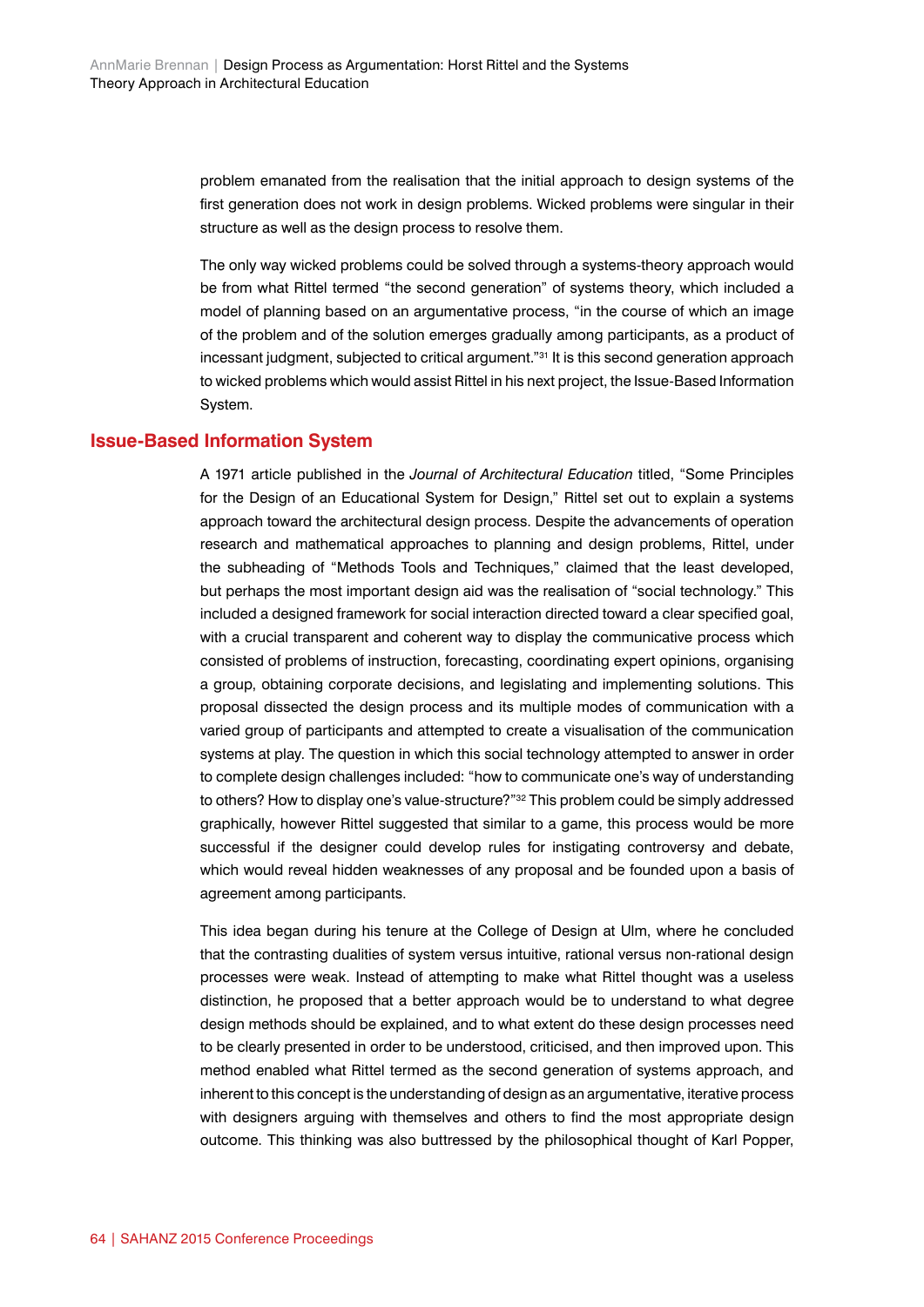problem emanated from the realisation that the initial approach to design systems of the first generation does not work in design problems. Wicked problems were singular in their structure as well as the design process to resolve them.

The only way wicked problems could be solved through a systems-theory approach would be from what Rittel termed "the second generation" of systems theory, which included a model of planning based on an argumentative process, "in the course of which an image of the problem and of the solution emerges gradually among participants, as a product of incessant judgment, subjected to critical argument."[31] It is this second generation approach to wicked problems which would assist Rittel in his next project, the Issue-Based Information System.

## Issue-Based Information System

A 1971 article published in the *Journal of Architectural Education* titled, "Some Principles for the Design of an Educational System for Design," Rittel set out to explain a systems approach toward the architectural design process. Despite the advancements of operation research and mathematical approaches to planning and design problems, Rittel, under the subheading of "Methods Tools and Techniques," claimed that the least developed, but perhaps the most important design aid was the realisation of "social technology." This included a designed framework for social interaction directed toward a clear specified goal, with a crucial transparent and coherent way to display the communicative process which consisted of problems of instruction, forecasting, coordinating expert opinions, organising a group, obtaining corporate decisions, and legislating and implementing solutions. This proposal dissected the design process and its multiple modes of communication with a varied group of participants and attempted to create a visualisation of the communication systems at play. The question in which this social technology attempted to answer in order to complete design challenges included: "how to communicate one's way of understanding to others? How to display one's value-structure?"[32] This problem could be simply addressed graphically, however Rittel suggested that similar to a game, this process would be more successful if the designer could develop rules for instigating controversy and debate, which would reveal hidden weaknesses of any proposal and be founded upon a basis of agreement among participants.

This idea began during his tenure at the College of Design at Ulm, where he concluded that the contrasting dualities of system versus intuitive, rational versus non-rational design processes were weak. Instead of attempting to make what Rittel thought was a useless distinction, he proposed that a better approach would be to understand to what degree design methods should be explained, and to what extent do these design processes need to be clearly presented in order to be understood, criticised, and then improved upon. This method enabled what Rittel termed as the second generation of systems approach, and inherent to this concept is the understanding of design as an argumentative, iterative process with designers arguing with themselves and others to find the most appropriate design outcome. This thinking was also buttressed by the philosophical thought of Karl Popper,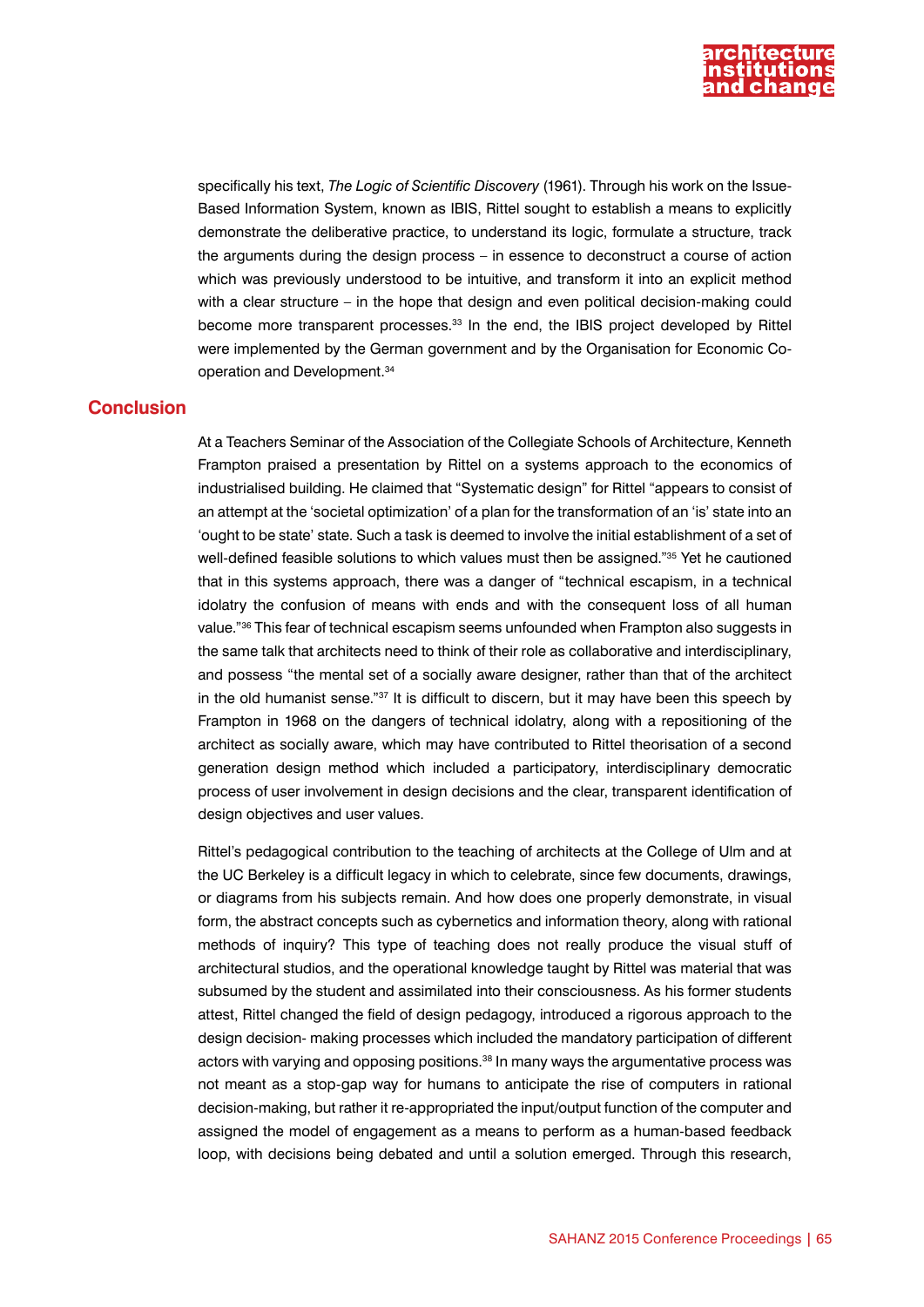specifically his text, *The Logic of Scientific Discovery* (1961). Through his work on the Issue-Based Information System, known as IBIS, Rittel sought to establish a means to explicitly demonstrate the deliberative practice, to understand its logic, formulate a structure, track the arguments during the design process – in essence to deconstruct a course of action which was previously understood to be intuitive, and transform it into an explicit method with a clear structure – in the hope that design and even political decision-making could become more transparent processes.[33] In the end, the IBIS project developed by Rittel were implemented by the German government and by the Organisation for Economic Co-operation and Development.[34]

## Conclusion

At a Teachers Seminar of the Association of the Collegiate Schools of Architecture, Kenneth Frampton praised a presentation by Rittel on a systems approach to the economics of industrialised building. He claimed that "Systematic design" for Rittel "appears to consist of an attempt at the 'societal optimization' of a plan for the transformation of an 'is' state into an 'ought to be state' state. Such a task is deemed to involve the initial establishment of a set of well-defined feasible solutions to which values must then be assigned."[35] Yet he cautioned that in this systems approach, there was a danger of "technical escapism, in a technical idolatry the confusion of means with ends and with the consequent loss of all human value."[36] This fear of technical escapism seems unfounded when Frampton also suggests in the same talk that architects need to think of their role as collaborative and interdisciplinary, and possess "the mental set of a socially aware designer, rather than that of the architect in the old humanist sense."[37] It is difficult to discern, but it may have been this speech by Frampton in 1968 on the dangers of technical idolatry, along with a repositioning of the architect as socially aware, which may have contributed to Rittel theorisation of a second generation design method which included a participatory, interdisciplinary democratic process of user involvement in design decisions and the clear, transparent identification of design objectives and user values.

Rittel's pedagogical contribution to the teaching of architects at the College of Ulm and at the UC Berkeley is a difficult legacy in which to celebrate, since few documents, drawings, or diagrams from his subjects remain. And how does one properly demonstrate, in visual form, the abstract concepts such as cybernetics and information theory, along with rational methods of inquiry? This type of teaching does not really produce the visual stuff of architectural studios, and the operational knowledge taught by Rittel was material that was subsumed by the student and assimilated into their consciousness. As his former students attest, Rittel changed the field of design pedagogy, introduced a rigorous approach to the design decision- making processes which included the mandatory participation of different actors with varying and opposing positions.[38] In many ways the argumentative process was not meant as a stop-gap way for humans to anticipate the rise of computers in rational decision-making, but rather it re-appropriated the input/output function of the computer and assigned the model of engagement as a means to perform as a human-based feedback loop, with decisions being debated and until a solution emerged. Through this research,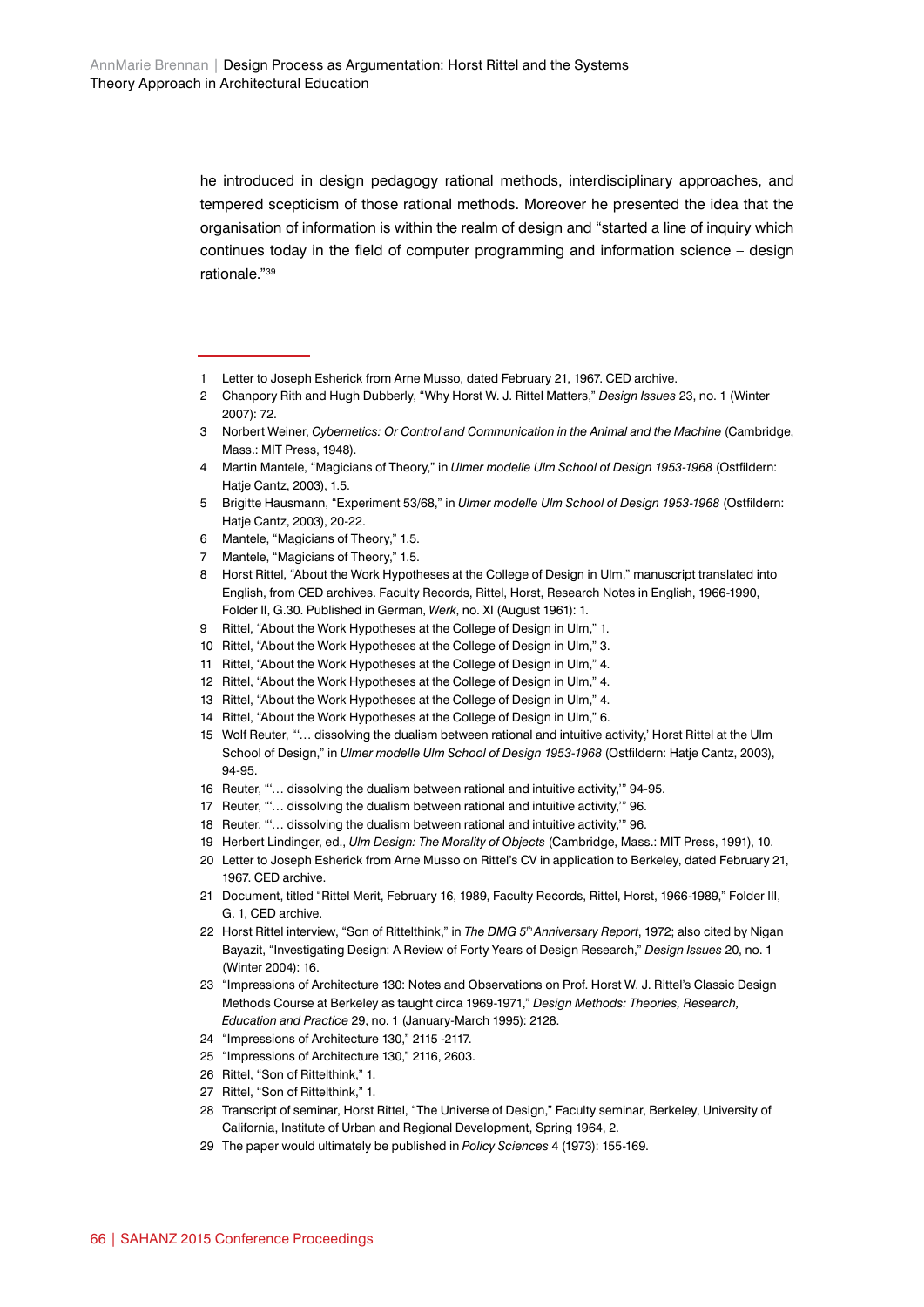he introduced in design pedagogy rational methods, interdisciplinary approaches, and tempered scepticism of those rational methods. Moreover he presented the idea that the organisation of information is within the realm of design and "started a line of inquiry which continues today in the field of computer programming and information science – design rationale."[39]

---

1 Letter to Joseph Esherick from Arne Musso, dated February 21, 1967. CED archive.

2 Chanpory Rith and Hugh Dubberly, "Why Horst W. J. Rittel Matters," *Design Issues* 23, no. 1 (Winter 2007): 72.

3 Norbert Weiner, *Cybernetics: Or Control and Communication in the Animal and the Machine* (Cambridge, Mass.: MIT Press, 1948).

4 Martin Mantele, "Magicians of Theory," in *Ulmer modelle Ulm School of Design 1953-1968* (Ostfildern: Hatje Cantz, 2003), 1.5.

5 Brigitte Hausmann, "Experiment 53/68," in *Ulmer modelle Ulm School of Design 1953-1968* (Ostfildern: Hatje Cantz, 2003), 20-22.

6 Mantele, "Magicians of Theory," 1.5.

7 Mantele, "Magicians of Theory," 1.5.

8 Horst Rittel, "About the Work Hypotheses at the College of Design in Ulm," manuscript translated into English, from CED archives. Faculty Records, Rittel, Horst, Research Notes in English, 1966-1990, Folder II, G.30. Published in German, *Werk*, no. XI (August 1961): 1.

9 Rittel, "About the Work Hypotheses at the College of Design in Ulm," 1.

10 Rittel, "About the Work Hypotheses at the College of Design in Ulm," 3.

11 Rittel, "About the Work Hypotheses at the College of Design in Ulm," 4.

12 Rittel, "About the Work Hypotheses at the College of Design in Ulm," 4.

13 Rittel, "About the Work Hypotheses at the College of Design in Ulm," 4.

14 Rittel, "About the Work Hypotheses at the College of Design in Ulm," 6.

15 Wolf Reuter, "'… dissolving the dualism between rational and intuitive activity,' Horst Rittel at the Ulm School of Design," in *Ulmer modelle Ulm School of Design 1953-1968* (Ostfildern: Hatje Cantz, 2003), 94-95.

16 Reuter, "'… dissolving the dualism between rational and intuitive activity,'" 94-95.

17 Reuter, "'… dissolving the dualism between rational and intuitive activity,'" 96.

18 Reuter, "'… dissolving the dualism between rational and intuitive activity,'" 96.

19 Herbert Lindinger, ed., *Ulm Design: The Morality of Objects* (Cambridge, Mass.: MIT Press, 1991), 10.

20 Letter to Joseph Esherick from Arne Musso on Rittel's CV in application to Berkeley, dated February 21, 1967. CED archive.

21 Document, titled "Rittel Merit, February 16, 1989, Faculty Records, Rittel, Horst, 1966-1989," Folder III, G. 1, CED archive.

22 Horst Rittel interview, "Son of Rittelthink," in *The DMG 5th Anniversary Report*, 1972; also cited by Nigan Bayazit, "Investigating Design: A Review of Forty Years of Design Research," *Design Issues* 20, no. 1 (Winter 2004): 16.

23 "Impressions of Architecture 130: Notes and Observations on Prof. Horst W. J. Rittel's Classic Design Methods Course at Berkeley as taught circa 1969-1971," *Design Methods: Theories, Research, Education and Practice* 29, no. 1 (January-March 1995): 2128.

24 "Impressions of Architecture 130," 2115 -2117.

25 "Impressions of Architecture 130," 2116, 2603.

26 Rittel, "Son of Rittelthink," 1.

27 Rittel, "Son of Rittelthink," 1.

28 Transcript of seminar, Horst Rittel, "The Universe of Design," Faculty seminar, Berkeley, University of California, Institute of Urban and Regional Development, Spring 1964, 2.

29 The paper would ultimately be published in *Policy Sciences* 4 (1973): 155-169.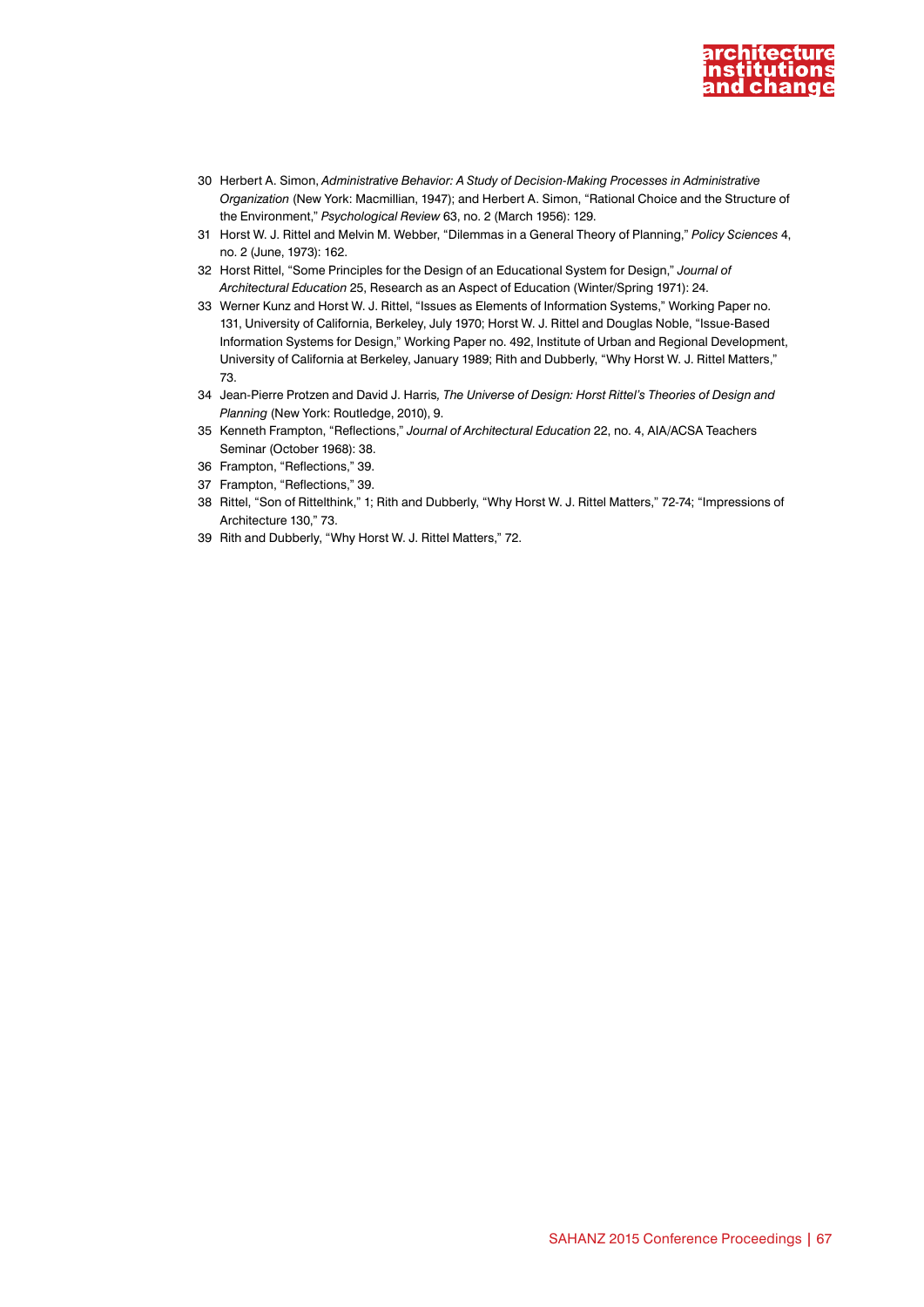30 Herbert A. Simon, *Administrative Behavior: A Study of Decision-Making Processes in Administrative Organization* (New York: Macmillian, 1947); and Herbert A. Simon, "Rational Choice and the Structure of the Environment," *Psychological Review* 63, no. 2 (March 1956): 129.

31 Horst W. J. Rittel and Melvin M. Webber, "Dilemmas in a General Theory of Planning," *Policy Sciences* 4, no. 2 (June, 1973): 162.

32 Horst Rittel, "Some Principles for the Design of an Educational System for Design," *Journal of Architectural Education* 25, Research as an Aspect of Education (Winter/Spring 1971): 24.

33 Werner Kunz and Horst W. J. Rittel, "Issues as Elements of Information Systems," Working Paper no. 131, University of California, Berkeley, July 1970; Horst W. J. Rittel and Douglas Noble, "Issue-Based Information Systems for Design," Working Paper no. 492, Institute of Urban and Regional Development, University of California at Berkeley, January 1989; Rith and Dubberly, "Why Horst W. J. Rittel Matters," 73.

34 Jean-Pierre Protzen and David J. Harris, *The Universe of Design: Horst Rittel's Theories of Design and Planning* (New York: Routledge, 2010), 9.

35 Kenneth Frampton, "Reflections," *Journal of Architectural Education* 22, no. 4, AIA/ACSA Teachers Seminar (October 1968): 38.

36 Frampton, "Reflections," 39.

37 Frampton, "Reflections," 39.

38 Rittel, "Son of Rittelthink," 1; Rith and Dubberly, "Why Horst W. J. Rittel Matters," 72-74; "Impressions of Architecture 130," 73.

39 Rith and Dubberly, "Why Horst W. J. Rittel Matters," 72.